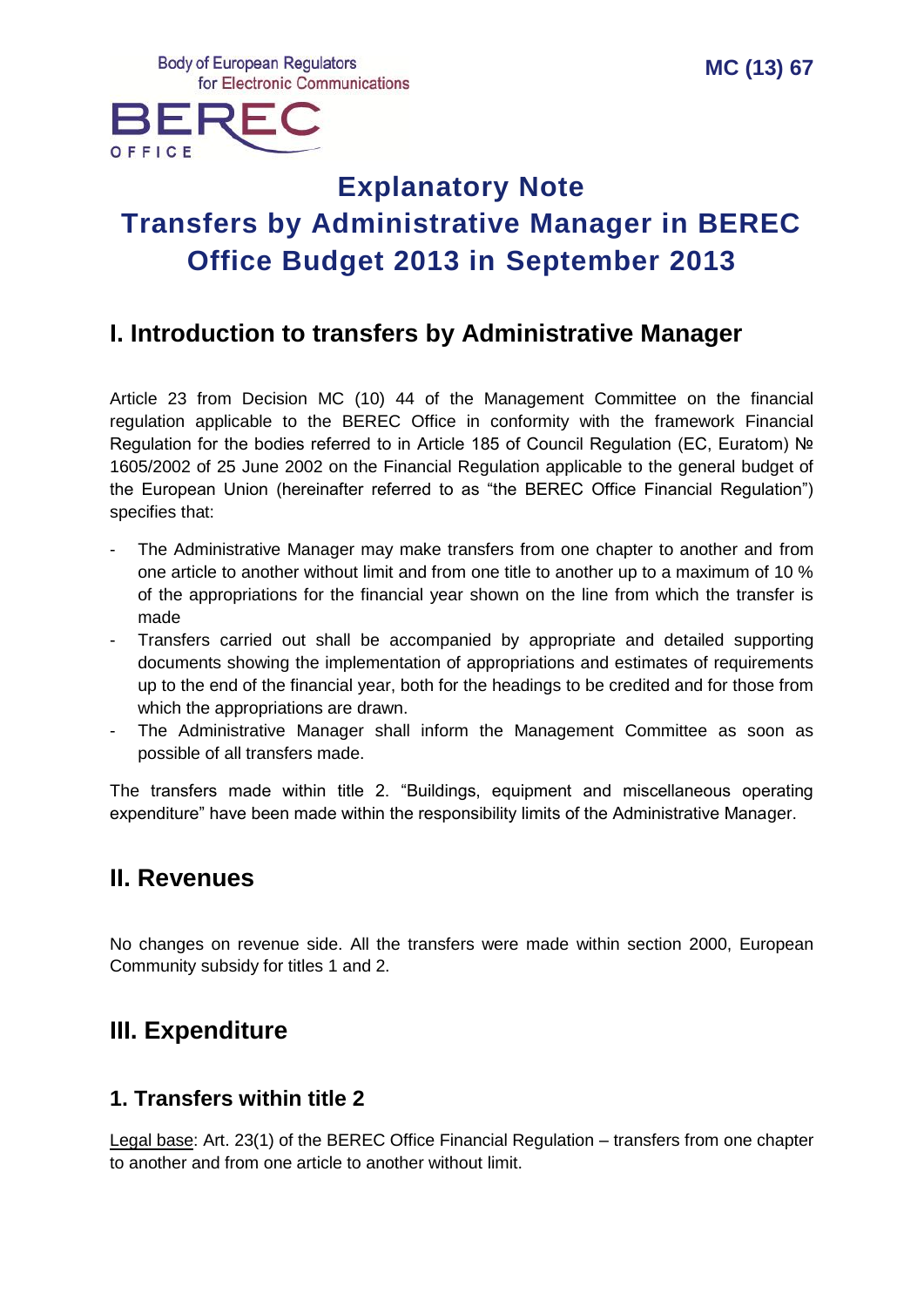Body of European Regulators for Electronic Communications

BEREC OFFICE

MC (13) 67

# Explanatory Note
# Transfers by Administrative Manager in BEREC Office Budget 2013 in September 2013

## I. Introduction to transfers by Administrative Manager

Article 23 from Decision MC (10) 44 of the Management Committee on the financial regulation applicable to the BEREC Office in conformity with the framework Financial Regulation for the bodies referred to in Article 185 of Council Regulation (EC, Euratom) № 1605/2002 of 25 June 2002 on the Financial Regulation applicable to the general budget of the European Union (hereinafter referred to as "the BEREC Office Financial Regulation") specifies that:

- The Administrative Manager may make transfers from one chapter to another and from one article to another without limit and from one title to another up to a maximum of 10 % of the appropriations for the financial year shown on the line from which the transfer is made
- Transfers carried out shall be accompanied by appropriate and detailed supporting documents showing the implementation of appropriations and estimates of requirements up to the end of the financial year, both for the headings to be credited and for those from which the appropriations are drawn.
- The Administrative Manager shall inform the Management Committee as soon as possible of all transfers made.

The transfers made within title 2. "Buildings, equipment and miscellaneous operating expenditure" have been made within the responsibility limits of the Administrative Manager.

## II. Revenues

No changes on revenue side. All the transfers were made within section 2000, European Community subsidy for titles 1 and 2.

## III. Expenditure

### 1. Transfers within title 2

Legal base: Art. 23(1) of the BEREC Office Financial Regulation – transfers from one chapter to another and from one article to another without limit.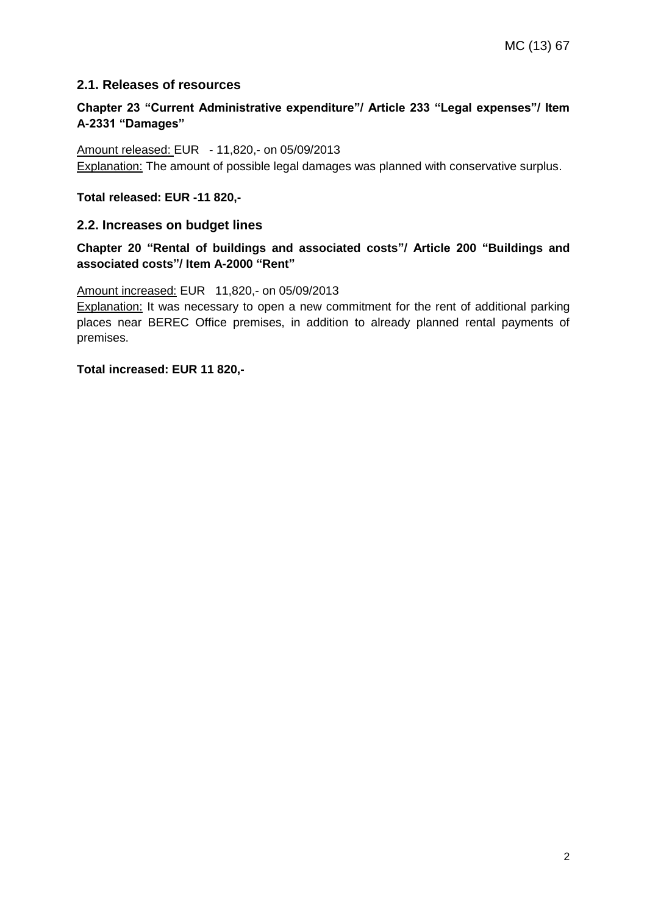## 2.1. Releases of resources

**Chapter 23 "Current Administrative expenditure"/ Article 233 "Legal expenses"/ Item A-2331 "Damages"**

Amount released: EUR - 11,820,- on 05/09/2013
Explanation: The amount of possible legal damages was planned with conservative surplus.

**Total released: EUR -11 820,-**

## 2.2. Increases on budget lines

**Chapter 20 "Rental of buildings and associated costs"/ Article 200 "Buildings and associated costs"/ Item A-2000 "Rent"**

Amount increased: EUR 11,820,- on 05/09/2013
Explanation: It was necessary to open a new commitment for the rent of additional parking places near BEREC Office premises, in addition to already planned rental payments of premises.

**Total increased: EUR 11 820,-**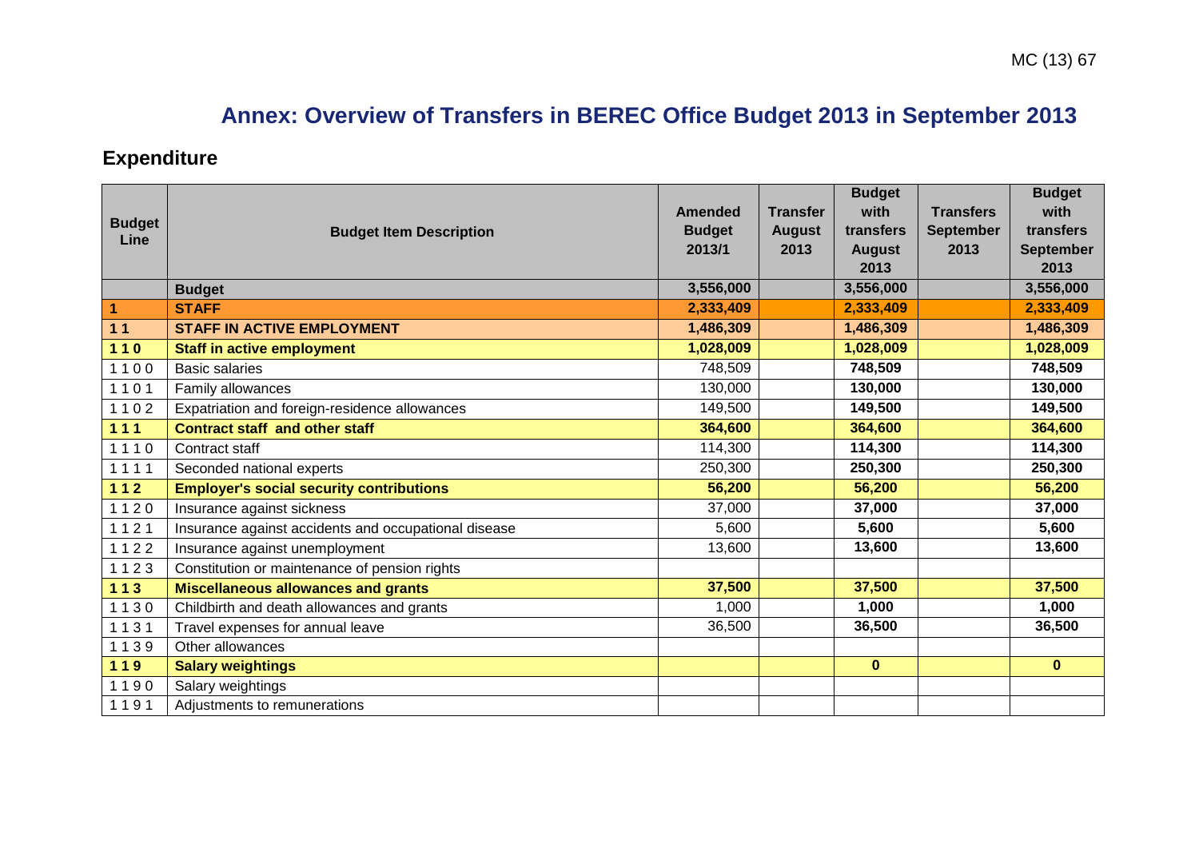# Annex: Overview of Transfers in BEREC Office Budget 2013 in September 2013

## Expenditure

| Budget Line | Budget Item Description | Amended Budget 2013/1 | Transfer August 2013 | Budget with transfers August 2013 | Transfers September 2013 | Budget with transfers September 2013 |
|---|---|---|---|---|---|---|
| | **Budget** | **3,556,000** | | **3,556,000** | | **3,556,000** |
| **1** | **STAFF** | **2,333,409** | | **2,333,409** | | **2,333,409** |
| **1 1** | **STAFF IN ACTIVE EMPLOYMENT** | **1,486,309** | | **1,486,309** | | **1,486,309** |
| **1 1 0** | **Staff in active employment** | **1,028,009** | | **1,028,009** | | **1,028,009** |
| 1 1 0 0 | Basic salaries | 748,509 | | **748,509** | | **748,509** |
| 1 1 0 1 | Family allowances | 130,000 | | **130,000** | | **130,000** |
| 1 1 0 2 | Expatriation and foreign-residence allowances | 149,500 | | **149,500** | | **149,500** |
| **1 1 1** | **Contract staff and other staff** | **364,600** | | **364,600** | | **364,600** |
| 1 1 1 0 | Contract staff | 114,300 | | **114,300** | | **114,300** |
| 1 1 1 1 | Seconded national experts | 250,300 | | **250,300** | | **250,300** |
| **1 1 2** | **Employer's social security contributions** | **56,200** | | **56,200** | | **56,200** |
| 1 1 2 0 | Insurance against sickness | 37,000 | | **37,000** | | **37,000** |
| 1 1 2 1 | Insurance against accidents and occupational disease | 5,600 | | **5,600** | | **5,600** |
| 1 1 2 2 | Insurance against unemployment | 13,600 | | **13,600** | | **13,600** |
| 1 1 2 3 | Constitution or maintenance of pension rights | | | | | |
| **1 1 3** | **Miscellaneous allowances and grants** | **37,500** | | **37,500** | | **37,500** |
| 1 1 3 0 | Childbirth and death allowances and grants | 1,000 | | **1,000** | | **1,000** |
| 1 1 3 1 | Travel expenses for annual leave | 36,500 | | **36,500** | | **36,500** |
| 1 1 3 9 | Other allowances | | | | | |
| **1 1 9** | **Salary weightings** | | | **0** | | **0** |
| 1 1 9 0 | Salary weightings | | | | | |
| 1 1 9 1 | Adjustments to remunerations | | | | | |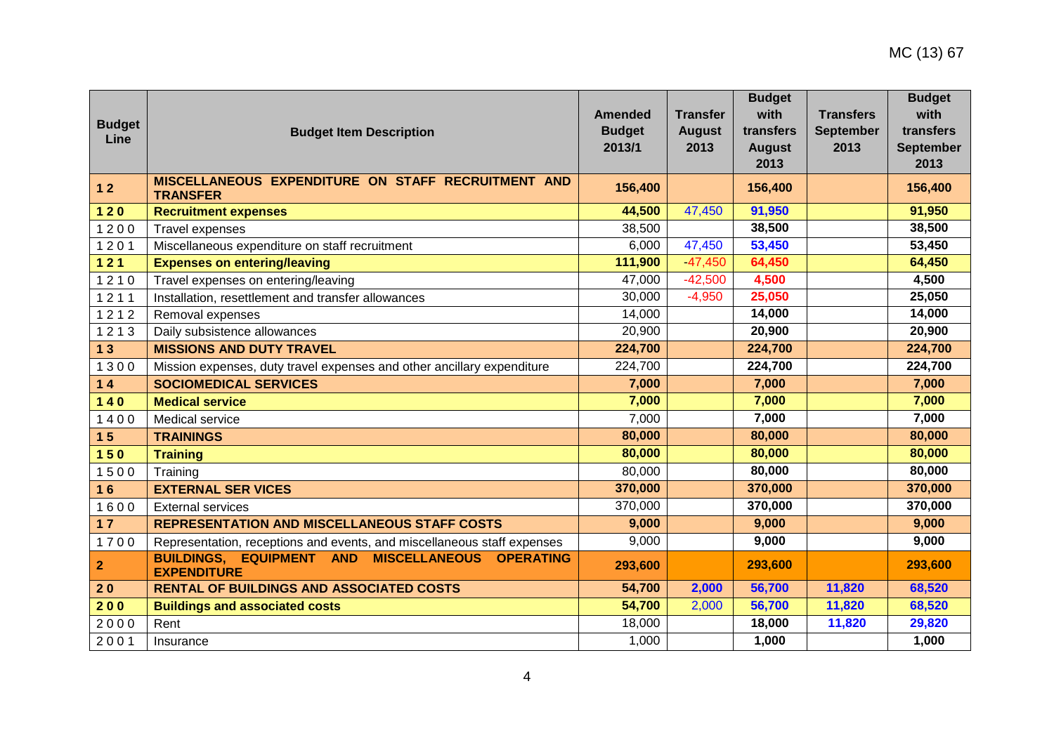| Budget Line | Budget Item Description | Amended Budget 2013/1 | Transfer August 2013 | Budget with transfers August 2013 | Transfers September 2013 | Budget with transfers September 2013 |
|---|---|---|---|---|---|---|
| **1 2** | **MISCELLANEOUS EXPENDITURE ON STAFF RECRUITMENT AND TRANSFER** | **156,400** | | **156,400** | | **156,400** |
| **1 2 0** | **Recruitment expenses** | **44,500** | 47,450 | **91,950** | | **91,950** |
| 1 2 0 0 | Travel expenses | 38,500 | | **38,500** | | **38,500** |
| 1 2 0 1 | Miscellaneous expenditure on staff recruitment | 6,000 | 47,450 | **53,450** | | **53,450** |
| **1 2 1** | **Expenses on entering/leaving** | **111,900** | -47,450 | **64,450** | | **64,450** |
| 1 2 1 0 | Travel expenses on entering/leaving | 47,000 | -42,500 | **4,500** | | **4,500** |
| 1 2 1 1 | Installation, resettlement and transfer allowances | 30,000 | -4,950 | **25,050** | | **25,050** |
| 1 2 1 2 | Removal expenses | 14,000 | | **14,000** | | **14,000** |
| 1 2 1 3 | Daily subsistence allowances | 20,900 | | **20,900** | | **20,900** |
| **1 3** | **MISSIONS AND DUTY TRAVEL** | **224,700** | | **224,700** | | **224,700** |
| 1 3 0 0 | Mission expenses, duty travel expenses and other ancillary expenditure | 224,700 | | **224,700** | | **224,700** |
| **1 4** | **SOCIOMEDICAL SERVICES** | **7,000** | | **7,000** | | **7,000** |
| **1 4 0** | **Medical service** | **7,000** | | **7,000** | | **7,000** |
| 1 4 0 0 | Medical service | 7,000 | | **7,000** | | **7,000** |
| **1 5** | **TRAININGS** | **80,000** | | **80,000** | | **80,000** |
| **1 5 0** | **Training** | **80,000** | | **80,000** | | **80,000** |
| 1 5 0 0 | Training | 80,000 | | **80,000** | | **80,000** |
| **1 6** | **EXTERNAL SER VICES** | **370,000** | | **370,000** | | **370,000** |
| 1 6 0 0 | External services | 370,000 | | **370,000** | | **370,000** |
| **1 7** | **REPRESENTATION AND MISCELLANEOUS STAFF COSTS** | **9,000** | | **9,000** | | **9,000** |
| 1 7 0 0 | Representation, receptions and events, and miscellaneous staff expenses | 9,000 | | **9,000** | | **9,000** |
| **2** | **BUILDINGS, EQUIPMENT AND MISCELLANEOUS OPERATING EXPENDITURE** | **293,600** | | **293,600** | | **293,600** |
| **2 0** | **RENTAL OF BUILDINGS AND ASSOCIATED COSTS** | **54,700** | **2,000** | **56,700** | **11,820** | **68,520** |
| **2 0 0** | **Buildings and associated costs** | **54,700** | 2,000 | **56,700** | **11,820** | **68,520** |
| 2 0 0 0 | Rent | 18,000 | | **18,000** | **11,820** | **29,820** |
| 2 0 0 1 | Insurance | 1,000 | | **1,000** | | **1,000** |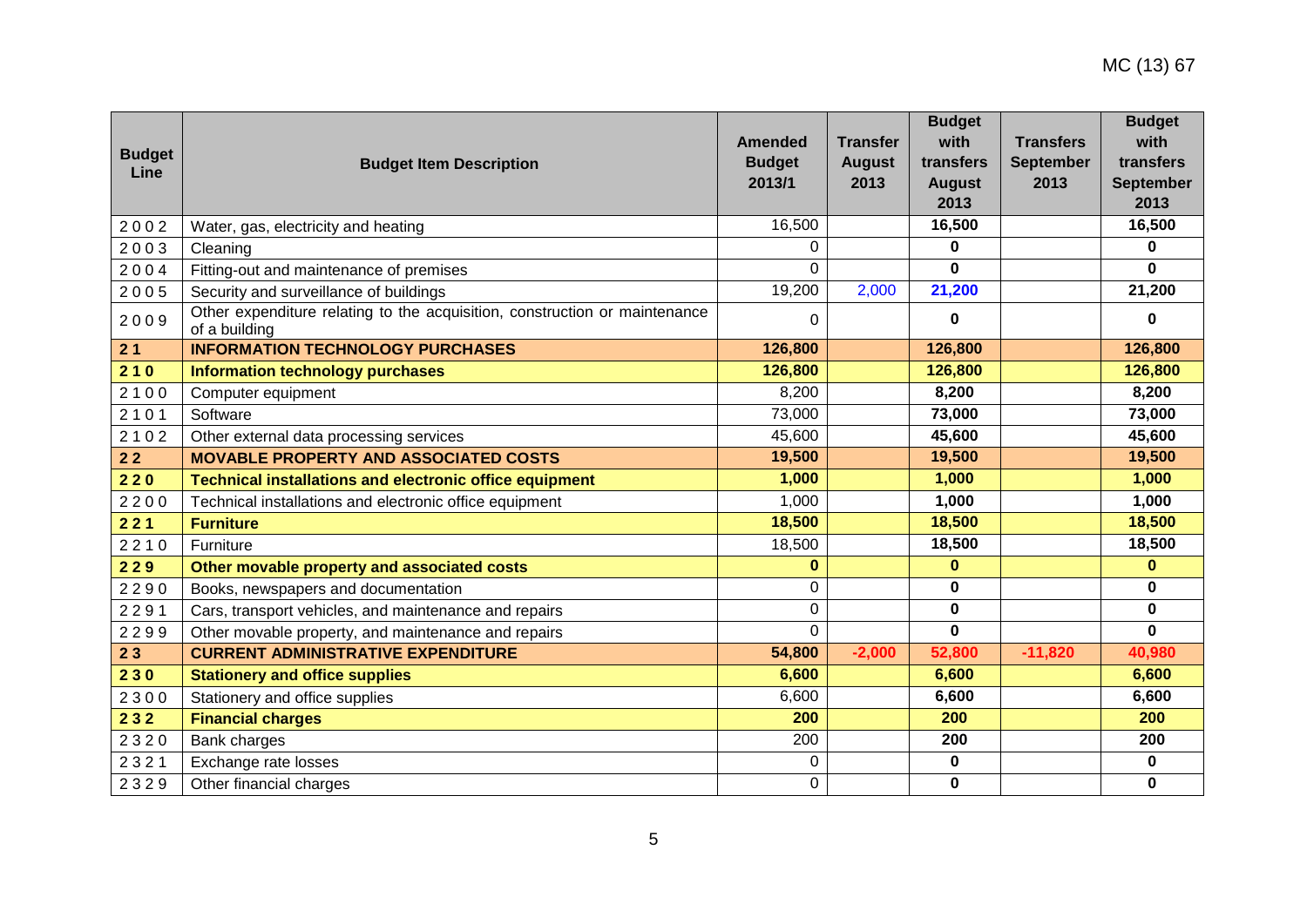| Budget Line | Budget Item Description | Amended Budget 2013/1 | Transfer August 2013 | Budget with transfers August 2013 | Transfers September 2013 | Budget with transfers September 2013 |
|---|---|---|---|---|---|---|
| 2 0 0 2 | Water, gas, electricity and heating | 16,500 | | **16,500** | | **16,500** |
| 2 0 0 3 | Cleaning | 0 | | **0** | | **0** |
| 2 0 0 4 | Fitting-out and maintenance of premises | 0 | | **0** | | **0** |
| 2 0 0 5 | Security and surveillance of buildings | 19,200 | 2,000 | **21,200** | | **21,200** |
| 2 0 0 9 | Other expenditure relating to the acquisition, construction or maintenance of a building | 0 | | **0** | | **0** |
| **2 1** | **INFORMATION TECHNOLOGY PURCHASES** | **126,800** | | **126,800** | | **126,800** |
| **2 1 0** | **Information technology purchases** | **126,800** | | **126,800** | | **126,800** |
| 2 1 0 0 | Computer equipment | 8,200 | | **8,200** | | **8,200** |
| 2 1 0 1 | Software | 73,000 | | **73,000** | | **73,000** |
| 2 1 0 2 | Other external data processing services | 45,600 | | **45,600** | | **45,600** |
| **2 2** | **MOVABLE PROPERTY AND ASSOCIATED COSTS** | **19,500** | | **19,500** | | **19,500** |
| **2 2 0** | **Technical installations and electronic office equipment** | **1,000** | | **1,000** | | **1,000** |
| 2 2 0 0 | Technical installations and electronic office equipment | 1,000 | | **1,000** | | **1,000** |
| **2 2 1** | **Furniture** | **18,500** | | **18,500** | | **18,500** |
| 2 2 1 0 | Furniture | 18,500 | | **18,500** | | **18,500** |
| **2 2 9** | **Other movable property and associated costs** | **0** | | **0** | | **0** |
| 2 2 9 0 | Books, newspapers and documentation | 0 | | **0** | | **0** |
| 2 2 9 1 | Cars, transport vehicles, and maintenance and repairs | 0 | | **0** | | **0** |
| 2 2 9 9 | Other movable property, and maintenance and repairs | 0 | | **0** | | **0** |
| **2 3** | **CURRENT ADMINISTRATIVE EXPENDITURE** | **54,800** | **-2,000** | **52,800** | **-11,820** | **40,980** |
| **2 3 0** | **Stationery and office supplies** | **6,600** | | **6,600** | | **6,600** |
| 2 3 0 0 | Stationery and office supplies | 6,600 | | **6,600** | | **6,600** |
| **2 3 2** | **Financial charges** | **200** | | **200** | | **200** |
| 2 3 2 0 | Bank charges | 200 | | **200** | | **200** |
| 2 3 2 1 | Exchange rate losses | 0 | | **0** | | **0** |
| 2 3 2 9 | Other financial charges | 0 | | **0** | | **0** |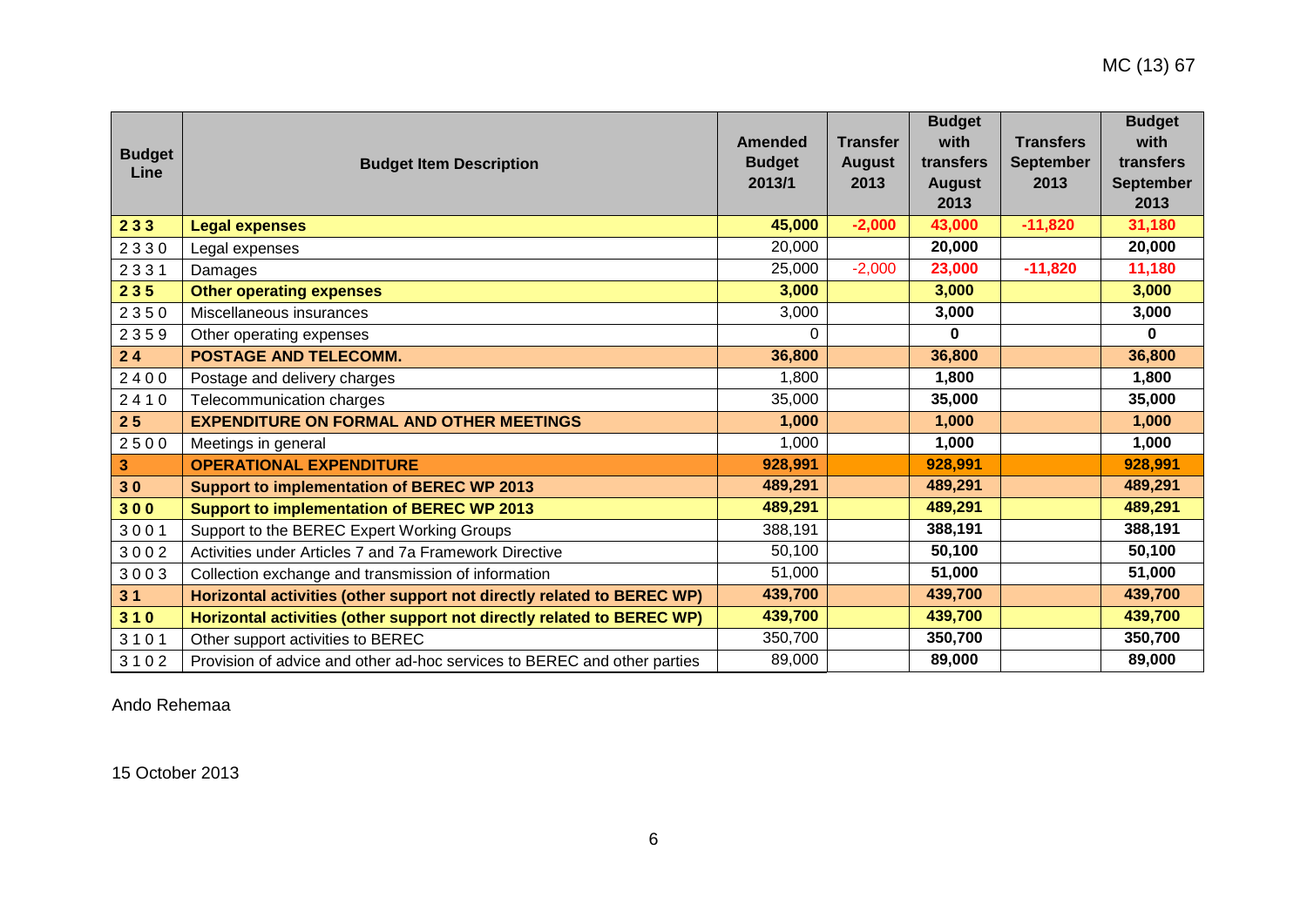| Budget Line | Budget Item Description | Amended Budget 2013/1 | Transfer August 2013 | Budget with transfers August 2013 | Transfers September 2013 | Budget with transfers September 2013 |
|---|---|---|---|---|---|---|
| **2 3 3** | **Legal expenses** | **45,000** | **-2,000** | **43,000** | **-11,820** | **31,180** |
| 2 3 3 0 | Legal expenses | 20,000 | | **20,000** | | **20,000** |
| 2 3 3 1 | Damages | 25,000 | -2,000 | **23,000** | **-11,820** | **11,180** |
| **2 3 5** | **Other operating expenses** | **3,000** | | **3,000** | | **3,000** |
| 2 3 5 0 | Miscellaneous insurances | 3,000 | | **3,000** | | **3,000** |
| 2 3 5 9 | Other operating expenses | 0 | | **0** | | **0** |
| **2 4** | **POSTAGE AND TELECOMM.** | **36,800** | | **36,800** | | **36,800** |
| 2 4 0 0 | Postage and delivery charges | 1,800 | | **1,800** | | **1,800** |
| 2 4 1 0 | Telecommunication charges | 35,000 | | **35,000** | | **35,000** |
| **2 5** | **EXPENDITURE ON FORMAL AND OTHER MEETINGS** | **1,000** | | **1,000** | | **1,000** |
| 2 5 0 0 | Meetings in general | 1,000 | | **1,000** | | **1,000** |
| **3** | **OPERATIONAL EXPENDITURE** | **928,991** | | **928,991** | | **928,991** |
| **3 0** | **Support to implementation of BEREC WP 2013** | **489,291** | | **489,291** | | **489,291** |
| **3 0 0** | **Support to implementation of BEREC WP 2013** | **489,291** | | **489,291** | | **489,291** |
| 3 0 0 1 | Support to the BEREC Expert Working Groups | 388,191 | | **388,191** | | **388,191** |
| 3 0 0 2 | Activities under Articles 7 and 7a Framework Directive | 50,100 | | **50,100** | | **50,100** |
| 3 0 0 3 | Collection exchange and transmission of information | 51,000 | | **51,000** | | **51,000** |
| **3 1** | **Horizontal activities (other support not directly related to BEREC WP)** | **439,700** | | **439,700** | | **439,700** |
| **3 1 0** | **Horizontal activities (other support not directly related to BEREC WP)** | **439,700** | | **439,700** | | **439,700** |
| 3 1 0 1 | Other support activities to BEREC | 350,700 | | **350,700** | | **350,700** |
| 3 1 0 2 | Provision of advice and other ad-hoc services to BEREC and other parties | 89,000 | | **89,000** | | **89,000** |

Ando Rehemaa

15 October 2013